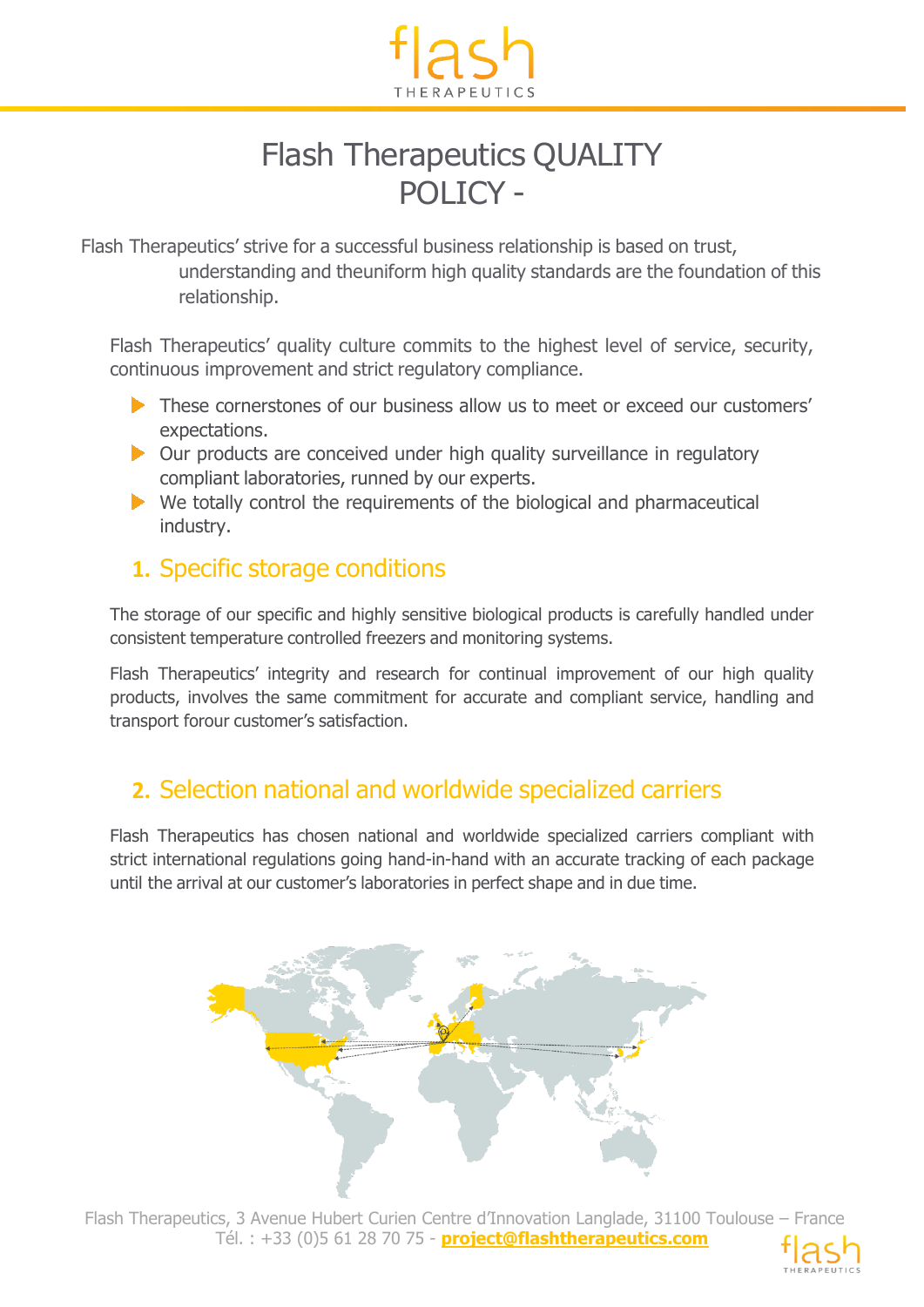# Flash Therapeutics QUALITY POLICY -

Flash Therapeutics' strive for a successful business relationship is based on trust, understanding and theuniform high quality standards are the foundation of this relationship.

Flash Therapeutics' quality culture commits to the highest level of service, security, continuous improvement and strict regulatory compliance.

- These cornerstones of our business allow us to meet or exceed our customers' expectations.
- Our products are conceived under high quality surveillance in regulatory compliant laboratories, runned by our experts.
- We totally control the requirements of the biological and pharmaceutical industry.

## 1. Specific storage conditions

The storage of our specific and highly sensitive biological products is carefully handled under consistent temperature controlled freezers and monitoring systems.

Flash Therapeutics' integrity and research for continual improvement of our high quality products, involves the same commitment for accurate and compliant service, handling and transport forour customer's satisfaction.

## 2. Selection national and worldwide specialized carriers

Flash Therapeutics has chosen national and worldwide specialized carriers compliant with strict international regulations going hand-in-hand with an accurate tracking of each package until the arrival at our customer's laboratories in perfect shape and in due time.

Flash Therapeutics, 3 Avenue Hubert Curien Centre d'Innovation Langlade, 31100 Toulouse – France
Tél. : +33 (0)5 61 28 70 75 - **project@flashtherapeutics.com**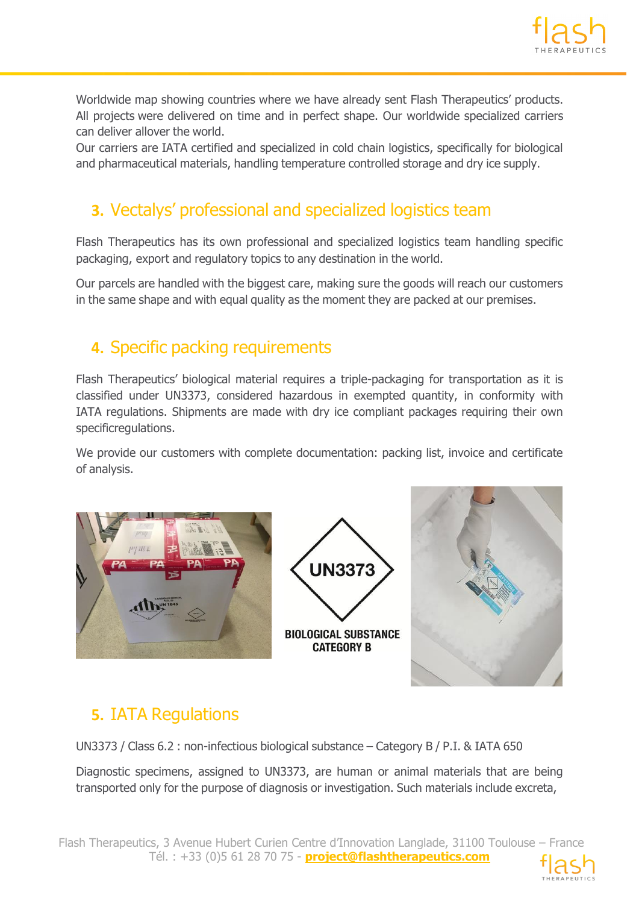Worldwide map showing countries where we have already sent Flash Therapeutics' products. All projects were delivered on time and in perfect shape. Our worldwide specialized carriers can deliver allover the world.
Our carriers are IATA certified and specialized in cold chain logistics, specifically for biological and pharmaceutical materials, handling temperature controlled storage and dry ice supply.

## 3. Vectalys' professional and specialized logistics team

Flash Therapeutics has its own professional and specialized logistics team handling specific packaging, export and regulatory topics to any destination in the world.

Our parcels are handled with the biggest care, making sure the goods will reach our customers in the same shape and with equal quality as the moment they are packed at our premises.

## 4. Specific packing requirements

Flash Therapeutics' biological material requires a triple-packaging for transportation as it is classified under UN3373, considered hazardous in exempted quantity, in conformity with IATA regulations. Shipments are made with dry ice compliant packages requiring their own specificregulations.

We provide our customers with complete documentation: packing list, invoice and certificate of analysis.

UN3373

BIOLOGICAL SUBSTANCE CATEGORY B

## 5. IATA Regulations

UN3373 / Class 6.2 : non-infectious biological substance – Category B / P.I. & IATA 650

Diagnostic specimens, assigned to UN3373, are human or animal materials that are being transported only for the purpose of diagnosis or investigation. Such materials include excreta,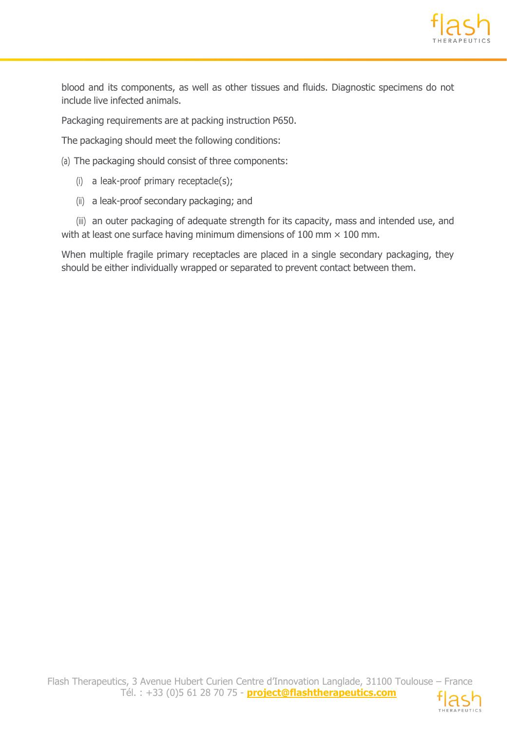blood and its components, as well as other tissues and fluids. Diagnostic specimens do not include live infected animals.

Packaging requirements are at packing instruction P650.

The packaging should meet the following conditions:

(a) The packaging should consist of three components:

(i) a leak-proof primary receptacle(s);

(ii) a leak-proof secondary packaging; and

(iii) an outer packaging of adequate strength for its capacity, mass and intended use, and with at least one surface having minimum dimensions of 100 mm × 100 mm.

When multiple fragile primary receptacles are placed in a single secondary packaging, they should be either individually wrapped or separated to prevent contact between them.